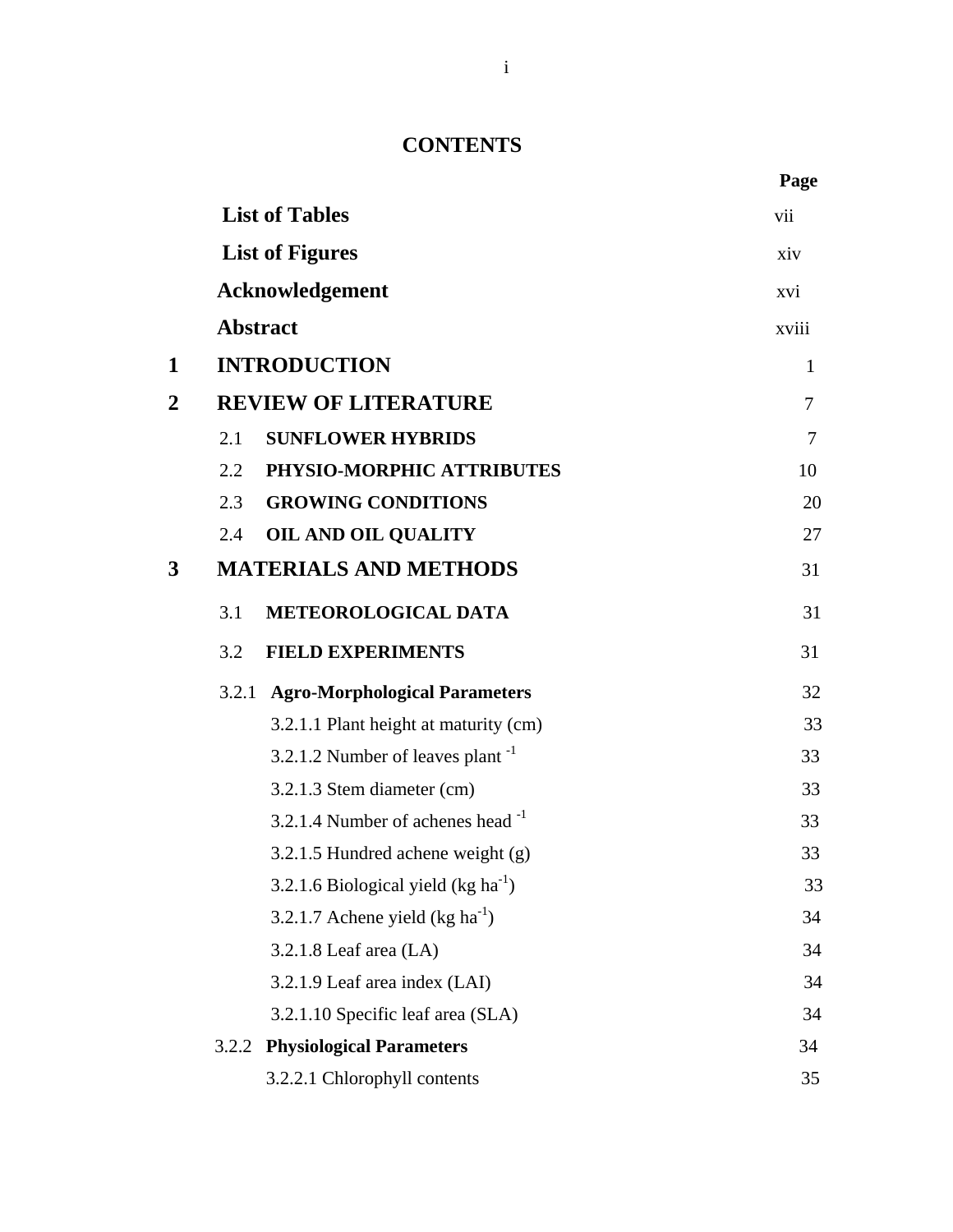# CONTENTS

| | | Page |
|---|---|---|
| | **List of Tables** | vii |
| | **List of Figures** | xiv |
| | **Acknowledgement** | xvi |
| | **Abstract** | xviii |
| **1** | **INTRODUCTION** | 1 |
| **2** | **REVIEW OF LITERATURE** | 7 |
| | 2.1 **SUNFLOWER HYBRIDS** | 7 |
| | 2.2 **PHYSIO-MORPHIC ATTRIBUTES** | 10 |
| | 2.3 **GROWING CONDITIONS** | 20 |
| | 2.4 **OIL AND OIL QUALITY** | 27 |
| **3** | **MATERIALS AND METHODS** | 31 |
| | 3.1 **METEOROLOGICAL DATA** | 31 |
| | 3.2 **FIELD EXPERIMENTS** | 31 |
| | 3.2.1 **Agro-Morphological Parameters** | 32 |
| | 3.2.1.1 Plant height at maturity (cm) | 33 |
| | 3.2.1.2 Number of leaves plant $^{-1}$ | 33 |
| | 3.2.1.3 Stem diameter (cm) | 33 |
| | 3.2.1.4 Number of achenes head $^{-1}$ | 33 |
| | 3.2.1.5 Hundred achene weight (g) | 33 |
| | 3.2.1.6 Biological yield (kg ha$^{-1}$) | 33 |
| | 3.2.1.7 Achene yield (kg ha$^{-1}$) | 34 |
| | 3.2.1.8 Leaf area (LA) | 34 |
| | 3.2.1.9 Leaf area index (LAI) | 34 |
| | 3.2.1.10 Specific leaf area (SLA) | 34 |
| | 3.2.2 **Physiological Parameters** | 34 |
| | 3.2.2.1 Chlorophyll contents | 35 |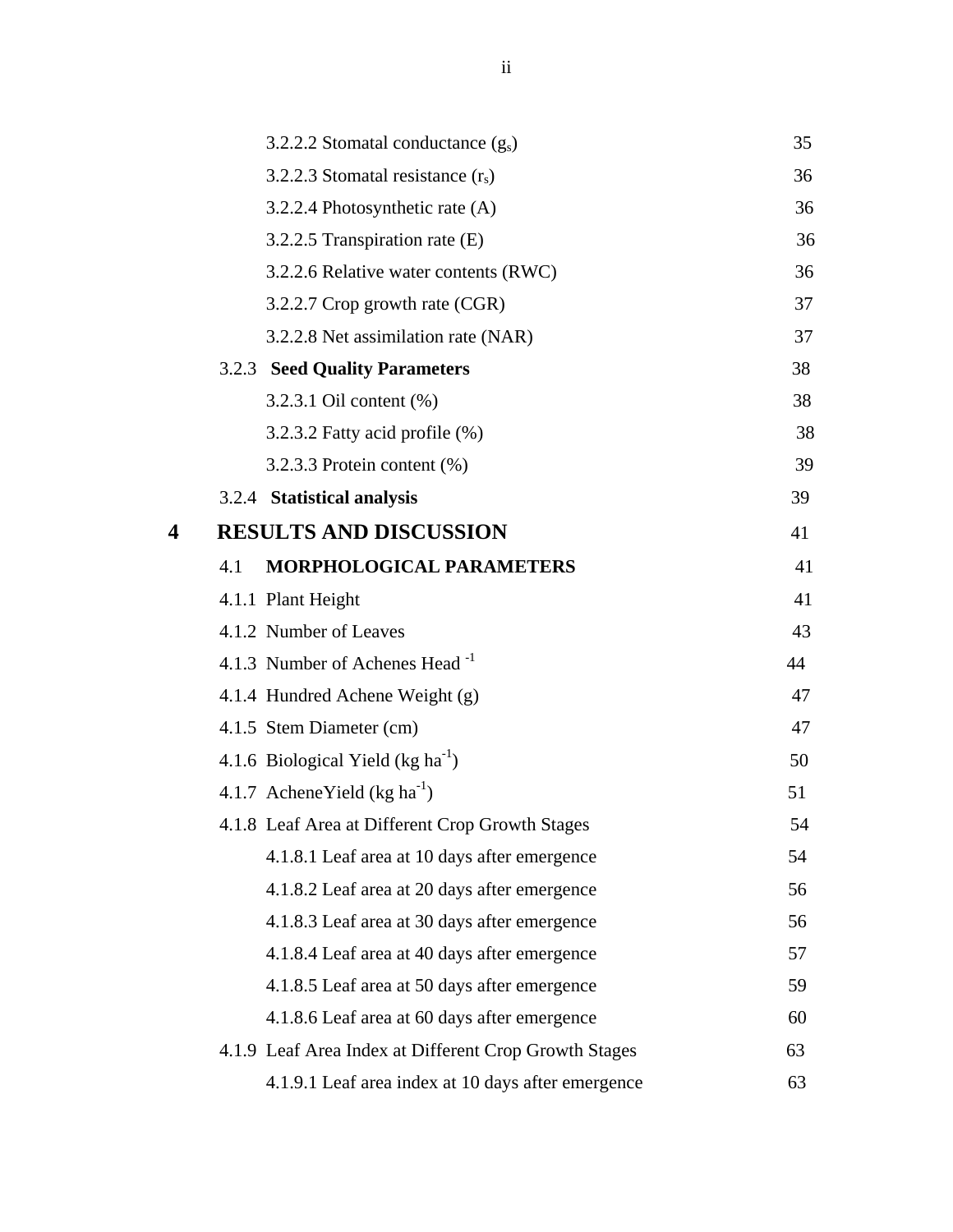| | | |
|---|---|---|
| | 3.2.2.2 Stomatal conductance ($g_s$) | 35 |
| | 3.2.2.3 Stomatal resistance ($r_s$) | 36 |
| | 3.2.2.4 Photosynthetic rate (A) | 36 |
| | 3.2.2.5 Transpiration rate (E) | 36 |
| | 3.2.2.6 Relative water contents (RWC) | 36 |
| | 3.2.2.7 Crop growth rate (CGR) | 37 |
| | 3.2.2.8 Net assimilation rate (NAR) | 37 |
| | 3.2.3 **Seed Quality Parameters** | 38 |
| | 3.2.3.1 Oil content (%) | 38 |
| | 3.2.3.2 Fatty acid profile (%) | 38 |
| | 3.2.3.3 Protein content (%) | 39 |
| | 3.2.4 **Statistical analysis** | 39 |
| **4** | **RESULTS AND DISCUSSION** | 41 |
| | 4.1 **MORPHOLOGICAL PARAMETERS** | 41 |
| | 4.1.1 Plant Height | 41 |
| | 4.1.2 Number of Leaves | 43 |
| | 4.1.3 Number of Achenes Head $^{-1}$ | 44 |
| | 4.1.4 Hundred Achene Weight (g) | 47 |
| | 4.1.5 Stem Diameter (cm) | 47 |
| | 4.1.6 Biological Yield (kg ha$^{-1}$) | 50 |
| | 4.1.7 AcheneYield (kg ha$^{-1}$) | 51 |
| | 4.1.8 Leaf Area at Different Crop Growth Stages | 54 |
| | 4.1.8.1 Leaf area at 10 days after emergence | 54 |
| | 4.1.8.2 Leaf area at 20 days after emergence | 56 |
| | 4.1.8.3 Leaf area at 30 days after emergence | 56 |
| | 4.1.8.4 Leaf area at 40 days after emergence | 57 |
| | 4.1.8.5 Leaf area at 50 days after emergence | 59 |
| | 4.1.8.6 Leaf area at 60 days after emergence | 60 |
| | 4.1.9 Leaf Area Index at Different Crop Growth Stages | 63 |
| | 4.1.9.1 Leaf area index at 10 days after emergence | 63 |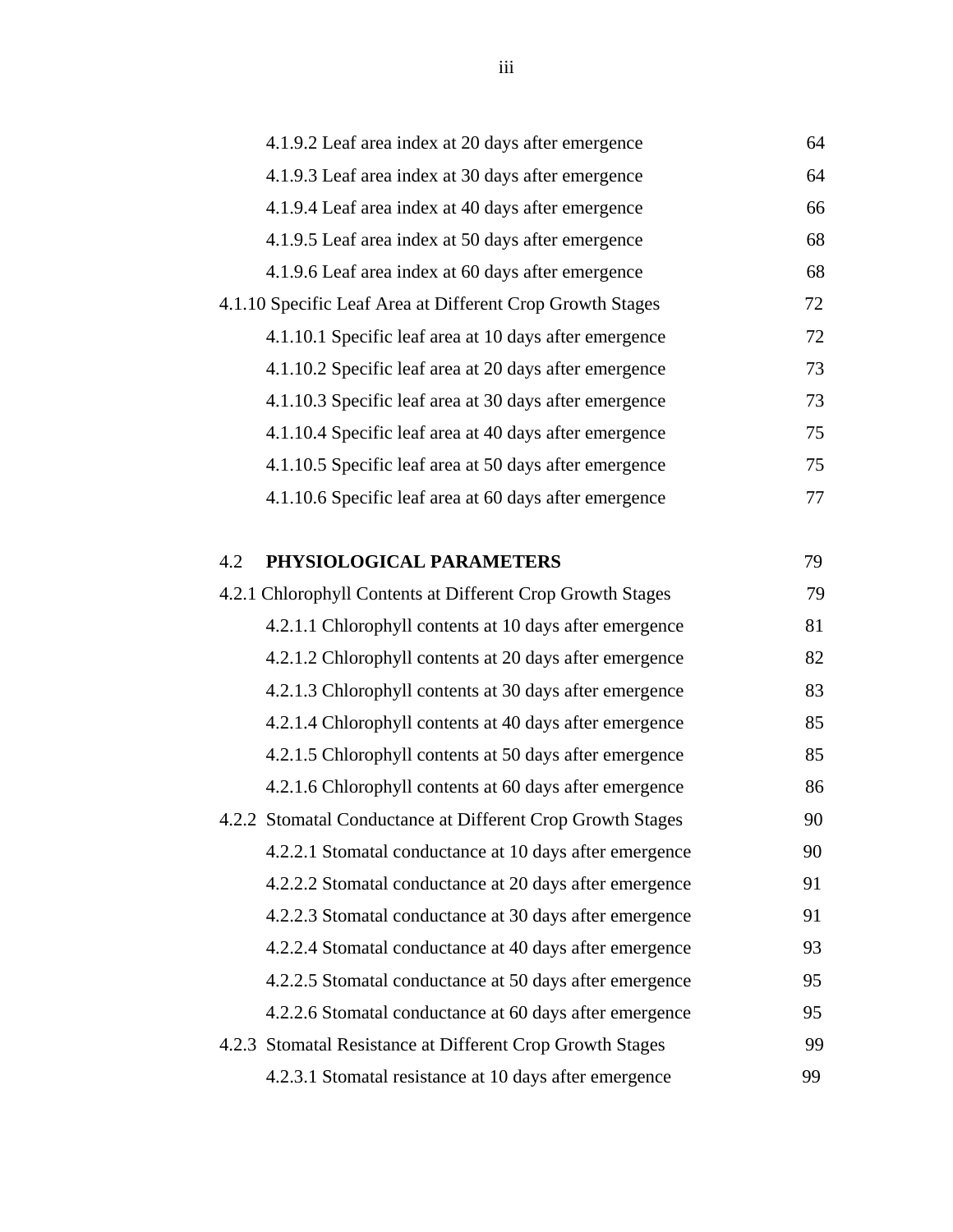4.1.9.2 Leaf area index at 20 days after emergence 64

4.1.9.3 Leaf area index at 30 days after emergence 64

4.1.9.4 Leaf area index at 40 days after emergence 66

4.1.9.5 Leaf area index at 50 days after emergence 68

4.1.9.6 Leaf area index at 60 days after emergence 68

4.1.10 Specific Leaf Area at Different Crop Growth Stages 72

4.1.10.1 Specific leaf area at 10 days after emergence 72

4.1.10.2 Specific leaf area at 20 days after emergence 73

4.1.10.3 Specific leaf area at 30 days after emergence 73

4.1.10.4 Specific leaf area at 40 days after emergence 75

4.1.10.5 Specific leaf area at 50 days after emergence 75

4.1.10.6 Specific leaf area at 60 days after emergence 77

4.2 **PHYSIOLOGICAL PARAMETERS** 79

4.2.1 Chlorophyll Contents at Different Crop Growth Stages 79

4.2.1.1 Chlorophyll contents at 10 days after emergence 81

4.2.1.2 Chlorophyll contents at 20 days after emergence 82

4.2.1.3 Chlorophyll contents at 30 days after emergence 83

4.2.1.4 Chlorophyll contents at 40 days after emergence 85

4.2.1.5 Chlorophyll contents at 50 days after emergence 85

4.2.1.6 Chlorophyll contents at 60 days after emergence 86

4.2.2 Stomatal Conductance at Different Crop Growth Stages 90

4.2.2.1 Stomatal conductance at 10 days after emergence 90

4.2.2.2 Stomatal conductance at 20 days after emergence 91

4.2.2.3 Stomatal conductance at 30 days after emergence 91

4.2.2.4 Stomatal conductance at 40 days after emergence 93

4.2.2.5 Stomatal conductance at 50 days after emergence 95

4.2.2.6 Stomatal conductance at 60 days after emergence 95

4.2.3 Stomatal Resistance at Different Crop Growth Stages 99

4.2.3.1 Stomatal resistance at 10 days after emergence 99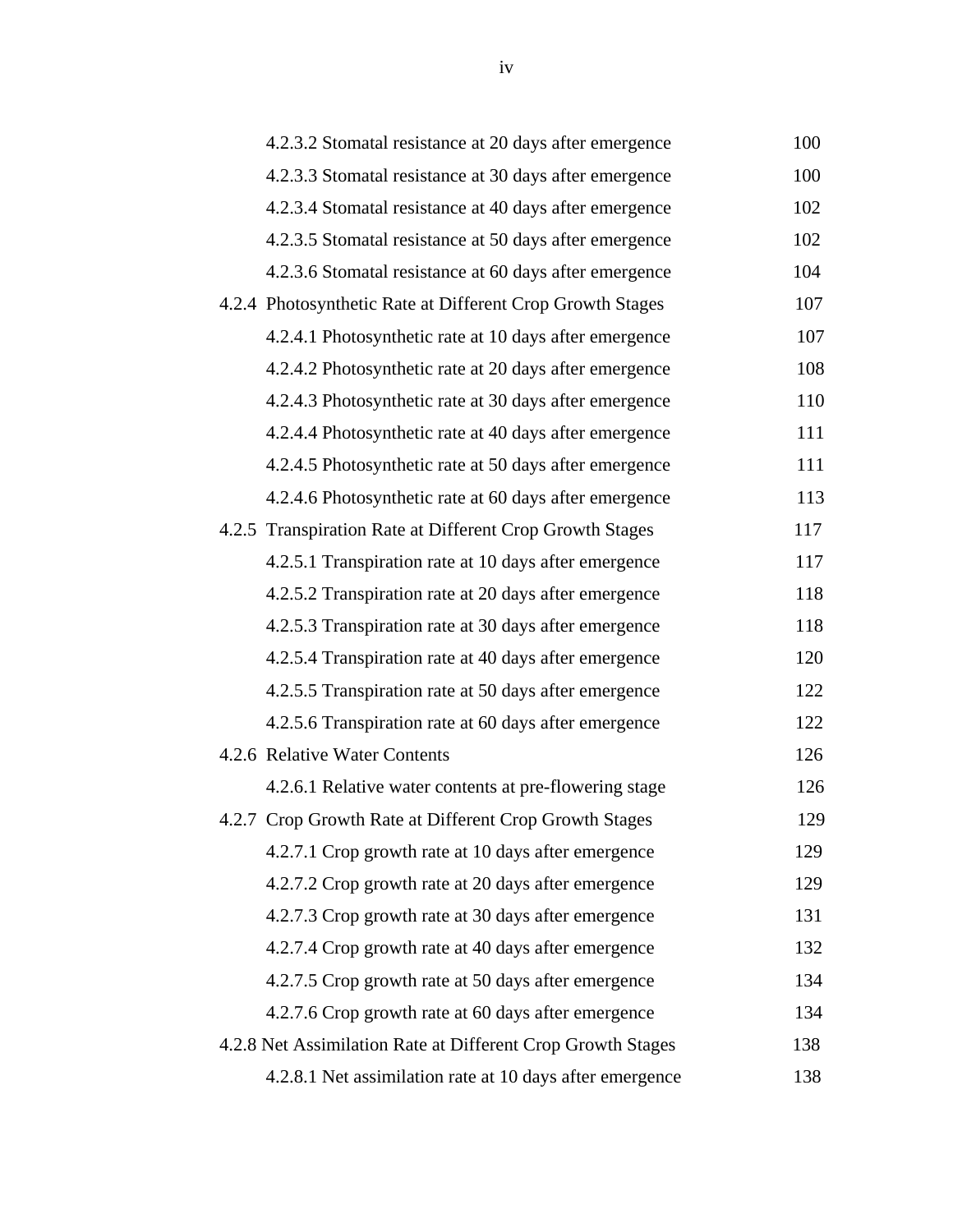| | |
|---|---|
| 4.2.3.2 Stomatal resistance at 20 days after emergence | 100 |
| 4.2.3.3 Stomatal resistance at 30 days after emergence | 100 |
| 4.2.3.4 Stomatal resistance at 40 days after emergence | 102 |
| 4.2.3.5 Stomatal resistance at 50 days after emergence | 102 |
| 4.2.3.6 Stomatal resistance at 60 days after emergence | 104 |
| 4.2.4 Photosynthetic Rate at Different Crop Growth Stages | 107 |
| 4.2.4.1 Photosynthetic rate at 10 days after emergence | 107 |
| 4.2.4.2 Photosynthetic rate at 20 days after emergence | 108 |
| 4.2.4.3 Photosynthetic rate at 30 days after emergence | 110 |
| 4.2.4.4 Photosynthetic rate at 40 days after emergence | 111 |
| 4.2.4.5 Photosynthetic rate at 50 days after emergence | 111 |
| 4.2.4.6 Photosynthetic rate at 60 days after emergence | 113 |
| 4.2.5 Transpiration Rate at Different Crop Growth Stages | 117 |
| 4.2.5.1 Transpiration rate at 10 days after emergence | 117 |
| 4.2.5.2 Transpiration rate at 20 days after emergence | 118 |
| 4.2.5.3 Transpiration rate at 30 days after emergence | 118 |
| 4.2.5.4 Transpiration rate at 40 days after emergence | 120 |
| 4.2.5.5 Transpiration rate at 50 days after emergence | 122 |
| 4.2.5.6 Transpiration rate at 60 days after emergence | 122 |
| 4.2.6 Relative Water Contents | 126 |
| 4.2.6.1 Relative water contents at pre-flowering stage | 126 |
| 4.2.7 Crop Growth Rate at Different Crop Growth Stages | 129 |
| 4.2.7.1 Crop growth rate at 10 days after emergence | 129 |
| 4.2.7.2 Crop growth rate at 20 days after emergence | 129 |
| 4.2.7.3 Crop growth rate at 30 days after emergence | 131 |
| 4.2.7.4 Crop growth rate at 40 days after emergence | 132 |
| 4.2.7.5 Crop growth rate at 50 days after emergence | 134 |
| 4.2.7.6 Crop growth rate at 60 days after emergence | 134 |
| 4.2.8 Net Assimilation Rate at Different Crop Growth Stages | 138 |
| 4.2.8.1 Net assimilation rate at 10 days after emergence | 138 |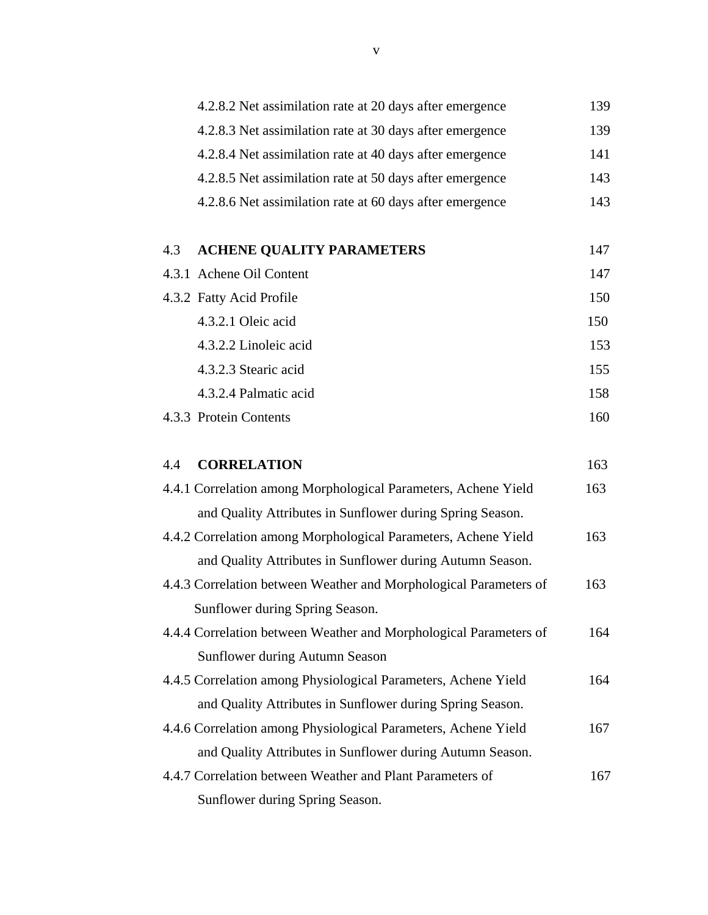| | |
|---|---|
| 4.2.8.2 Net assimilation rate at 20 days after emergence | 139 |
| 4.2.8.3 Net assimilation rate at 30 days after emergence | 139 |
| 4.2.8.4 Net assimilation rate at 40 days after emergence | 141 |
| 4.2.8.5 Net assimilation rate at 50 days after emergence | 143 |
| 4.2.8.6 Net assimilation rate at 60 days after emergence | 143 |
| | |
| 4.3 **ACHENE QUALITY PARAMETERS** | 147 |
| 4.3.1 Achene Oil Content | 147 |
| 4.3.2 Fatty Acid Profile | 150 |
| 4.3.2.1 Oleic acid | 150 |
| 4.3.2.2 Linoleic acid | 153 |
| 4.3.2.3 Stearic acid | 155 |
| 4.3.2.4 Palmatic acid | 158 |
| 4.3.3 Protein Contents | 160 |
| | |
| 4.4 **CORRELATION** | 163 |
| 4.4.1 Correlation among Morphological Parameters, Achene Yield and Quality Attributes in Sunflower during Spring Season. | 163 |
| 4.4.2 Correlation among Morphological Parameters, Achene Yield and Quality Attributes in Sunflower during Autumn Season. | 163 |
| 4.4.3 Correlation between Weather and Morphological Parameters of Sunflower during Spring Season. | 163 |
| 4.4.4 Correlation between Weather and Morphological Parameters of Sunflower during Autumn Season | 164 |
| 4.4.5 Correlation among Physiological Parameters, Achene Yield and Quality Attributes in Sunflower during Spring Season. | 164 |
| 4.4.6 Correlation among Physiological Parameters, Achene Yield and Quality Attributes in Sunflower during Autumn Season. | 167 |
| 4.4.7 Correlation between Weather and Plant Parameters of Sunflower during Spring Season. | 167 |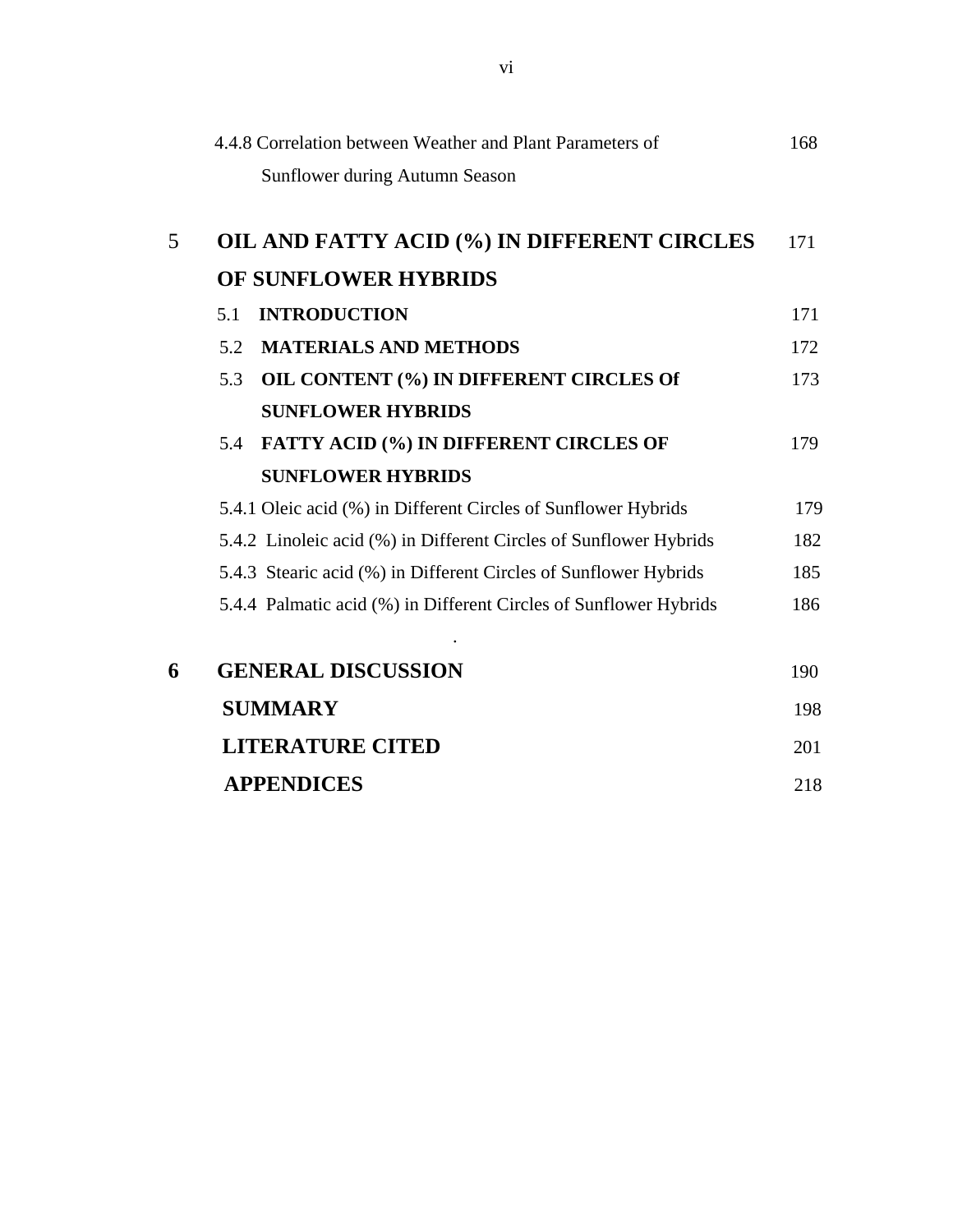4.4.8 Correlation between Weather and Plant Parameters of Sunflower during Autumn Season 168

**5 OIL AND FATTY ACID (%) IN DIFFERENT CIRCLES OF SUNFLOWER HYBRIDS** 171

**5.1 INTRODUCTION** 171

**5.2 MATERIALS AND METHODS** 172

**5.3 OIL CONTENT (%) IN DIFFERENT CIRCLES Of SUNFLOWER HYBRIDS** 173

**5.4 FATTY ACID (%) IN DIFFERENT CIRCLES OF SUNFLOWER HYBRIDS** 179

5.4.1 Oleic acid (%) in Different Circles of Sunflower Hybrids 179

5.4.2 Linoleic acid (%) in Different Circles of Sunflower Hybrids 182

5.4.3 Stearic acid (%) in Different Circles of Sunflower Hybrids 185

5.4.4 Palmatic acid (%) in Different Circles of Sunflower Hybrids 186

**6 GENERAL DISCUSSION** 190

**SUMMARY** 198

**LITERATURE CITED** 201

**APPENDICES** 218